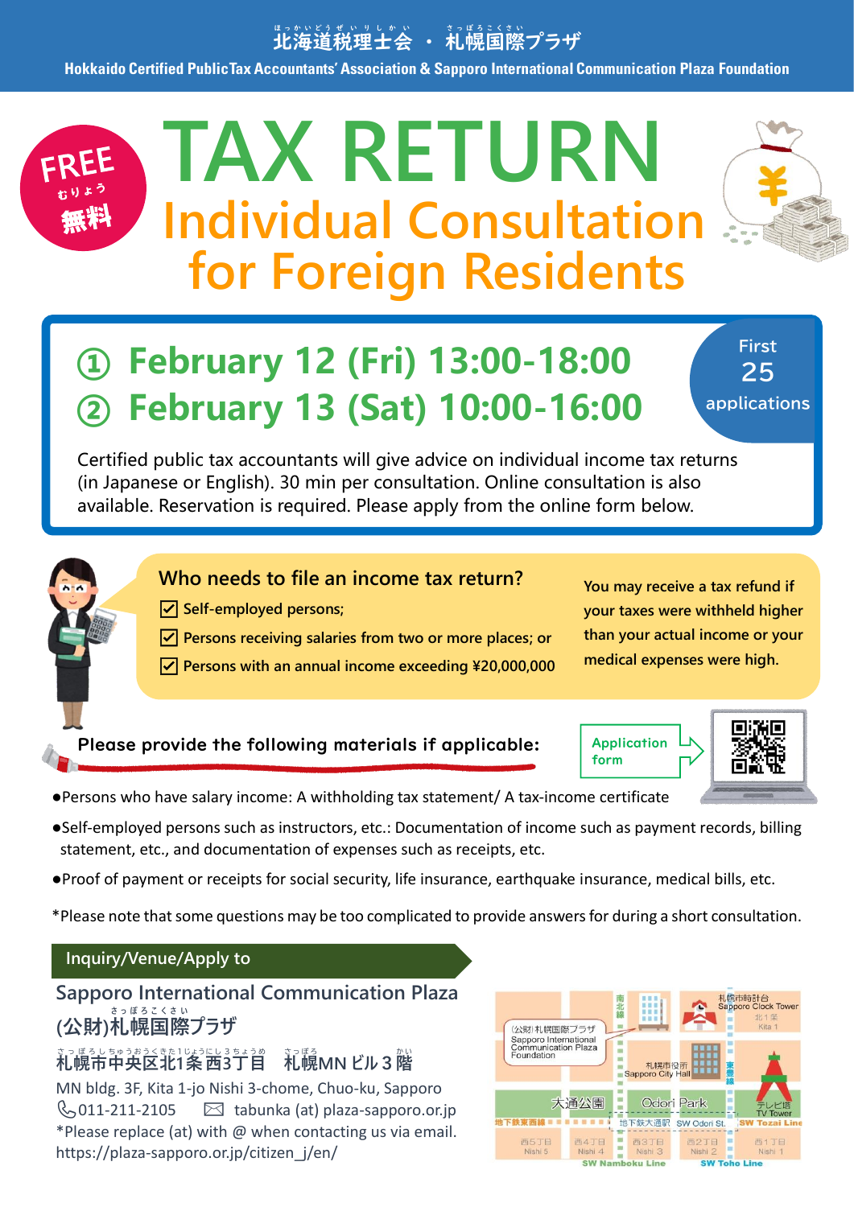北海道税理士会 ・ 札幌国際プラザ

Hokkaido Certified Public Tax Accountants' Association & Sapporo International Communication Plaza Foundation

FREE 無料

# TAX RETURN

## Individual Consultation for Foreign Residents

**① February 12 (Fri) 13:00-18:00**

**② February 13 (Sat) 10:00-16:00**

First 25 applications

Certified public tax accountants will give advice on individual income tax returns (in Japanese or English). 30 min per consultation. Online consultation is also available. Reservation is required. Please apply from the online form below.

### Who needs to file an income tax return?

- ☑ Self-employed persons;
- ☑ Persons receiving salaries from two or more places; or
- ☑ Persons with an annual income exceeding ¥20,000,000

You may receive a tax refund if your taxes were withheld higher than your actual income or your medical expenses were high.

### Please provide the following materials if applicable:

Application form

- ●Persons who have salary income: A withholding tax statement/ A tax-income certificate
- ●Self-employed persons such as instructors, etc.: Documentation of income such as payment records, billing statement, etc., and documentation of expenses such as receipts, etc.
- ●Proof of payment or receipts for social security, life insurance, earthquake insurance, medical bills, etc.

*Please note that some questions may be too complicated to provide answers for during a short consultation.

### Inquiry/Venue/Apply to

**Sapporo International Communication Plaza**

**(公財)札幌国際プラザ**

**札幌市中央区北1条西3丁目　札幌MNビル3階**

MN bldg. 3F, Kita 1-jo Nishi 3-chome, Chuo-ku, Sapporo

011-211-2105　tabunka (at) plaza-sapporo.or.jp

*Please replace (at) with @ when contacting us via email.

https://plaza-sapporo.or.jp/citizen_j/en/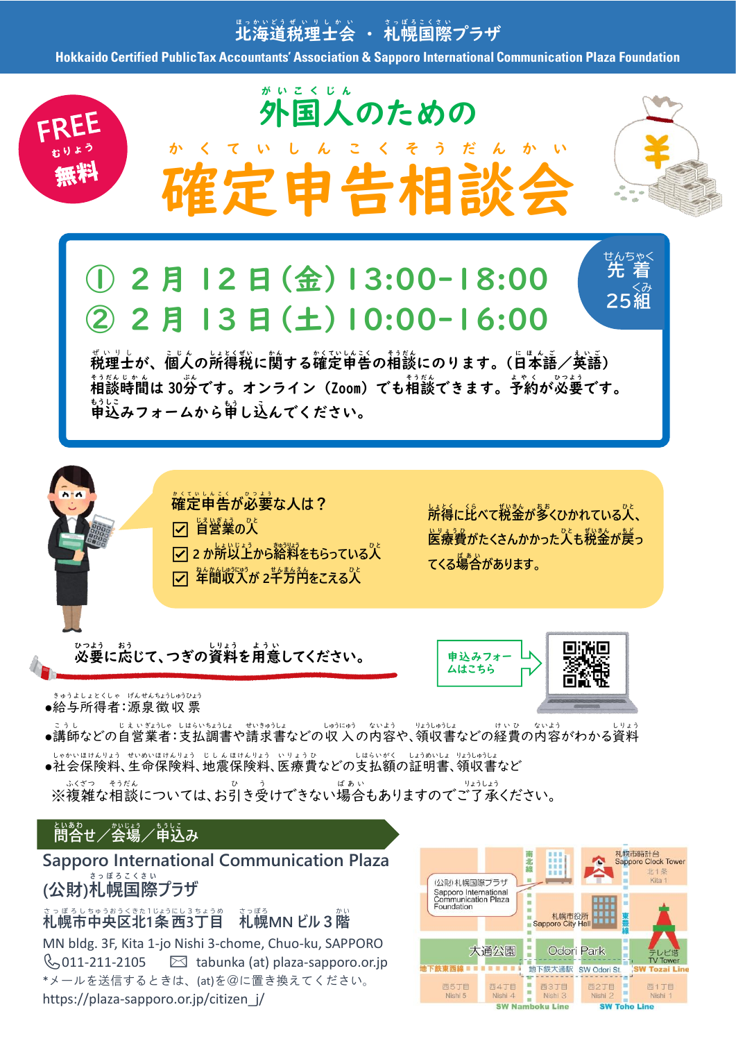北海道税理士会 ・ 札幌国際プラザ

Hokkaido Certified Public Tax Accountants' Association & Sapporo International Communication Plaza Foundation

FREE 無料

# 外国人のための
# 確定申告相談会

先着25組

① 2月12日（金）13:00-18:00
② 2月13日（土）10:00-16:00

税理士が、個人の所得税に関する確定申告の相談にのります。（日本語／英語）
相談時間は30分です。オンライン（Zoom）でも相談できます。予約が必要です。
申込みフォームから申し込んでください。

**確定申告が必要な人は？**

- ☑ 自営業の人
- ☑ 2か所以上から給料をもらっている人
- ☑ 年間収入が2千万円をこえる人

所得に比べて税金が多くひかれている人、医療費がたくさんかかった人も税金が戻ってくる場合があります。

**必要に応じて、つぎの資料を用意してください。**

申込みフォームはこちら

- 給与所得者：源泉徴収票
- 講師などの自営業者：支払調書や請求書などの収入の内容や、領収書などの経費の内容がわかる資料
- 社会保険料、生命保険料、地震保険料、医療費などの支払額の証明書、領収書など

※複雑な相談については、お引き受けできない場合もありますのでご了承ください。

## 問合せ／会場／申込み

Sapporo International Communication Plaza
(公財)札幌国際プラザ
札幌市中央区北1条西3丁目　札幌MNビル3階
MN bldg. 3F, Kita 1-jo Nishi 3-chome, Chuo-ku, SAPPORO
011-211-2105　tabunka (at) plaza-sapporo.or.jp
*メールを送信するときは、(at)を@に置き換えてください。
https://plaza-sapporo.or.jp/citizen_j/

(公財)札幌国際プラザ Sapporo International Communication Plaza Foundation
札幌市時計台 Sapporo Clock Tower
北1条 Kita 1
札幌市役所 Sapporo City Hall
南北線
東豊線
大通公園 Odori Park
テレビ塔 TV Tower
地下鉄東西線 地下鉄大通駅 SW Odori St. SW Tozai Line
西5丁目 Nishi 5　西4丁目 Nishi 4　西3丁目 Nishi 3　西2丁目 Nishi 2　西1丁目 Nishi 1
SW Namboku Line　SW Toho Line